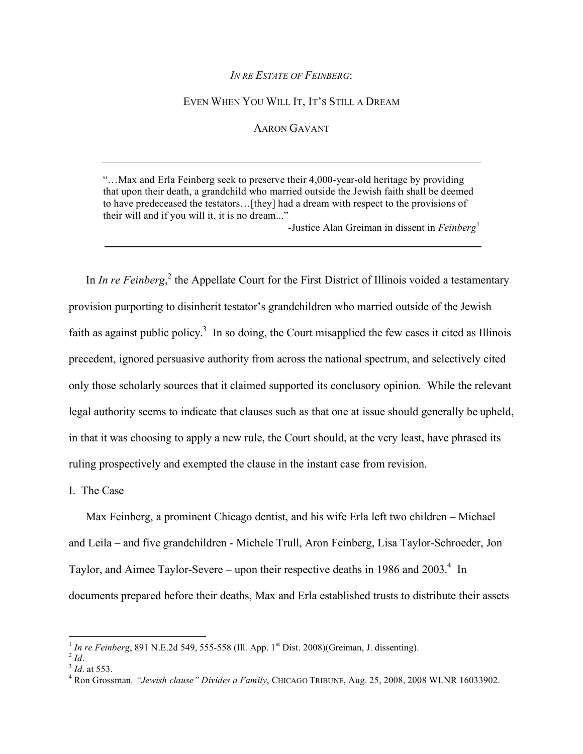# *In re Estate of Feinberg*:

## Even When You Will It, It's Still a Dream

### Aaron Gavant

---

> "…Max and Erla Feinberg seek to preserve their 4,000-year-old heritage by providing that upon their death, a grandchild who married outside the Jewish faith shall be deemed to have predeceased the testators…[they] had a dream with respect to the provisions of their will and if you will it, it is no dream..."
>
> -Justice Alan Greiman in dissent in *Feinberg*[1]

---

In *In re Feinberg*,[2] the Appellate Court for the First District of Illinois voided a testamentary provision purporting to disinherit testator's grandchildren who married outside of the Jewish faith as against public policy.[3] In so doing, the Court misapplied the few cases it cited as Illinois precedent, ignored persuasive authority from across the national spectrum, and selectively cited only those scholarly sources that it claimed supported its conclusory opinion. While the relevant legal authority seems to indicate that clauses such as that one at issue should generally be upheld, in that it was choosing to apply a new rule, the Court should, at the very least, have phrased its ruling prospectively and exempted the clause in the instant case from revision.

I. The Case

Max Feinberg, a prominent Chicago dentist, and his wife Erla left two children – Michael and Leila – and five grandchildren - Michele Trull, Aron Feinberg, Lisa Taylor-Schroeder, Jon Taylor, and Aimee Taylor-Severe – upon their respective deaths in 1986 and 2003.[4] In documents prepared before their deaths, Max and Erla established trusts to distribute their assets

---

[1] *In re Feinberg*, 891 N.E.2d 549, 555-558 (Ill. App. 1st Dist. 2008)(Greiman, J. dissenting).

[2] *Id*.

[3] *Id*. at 553.

[4] Ron Grossman*, "Jewish clause" Divides a Family*, Chicago Tribune, Aug. 25, 2008, 2008 WLNR 16033902.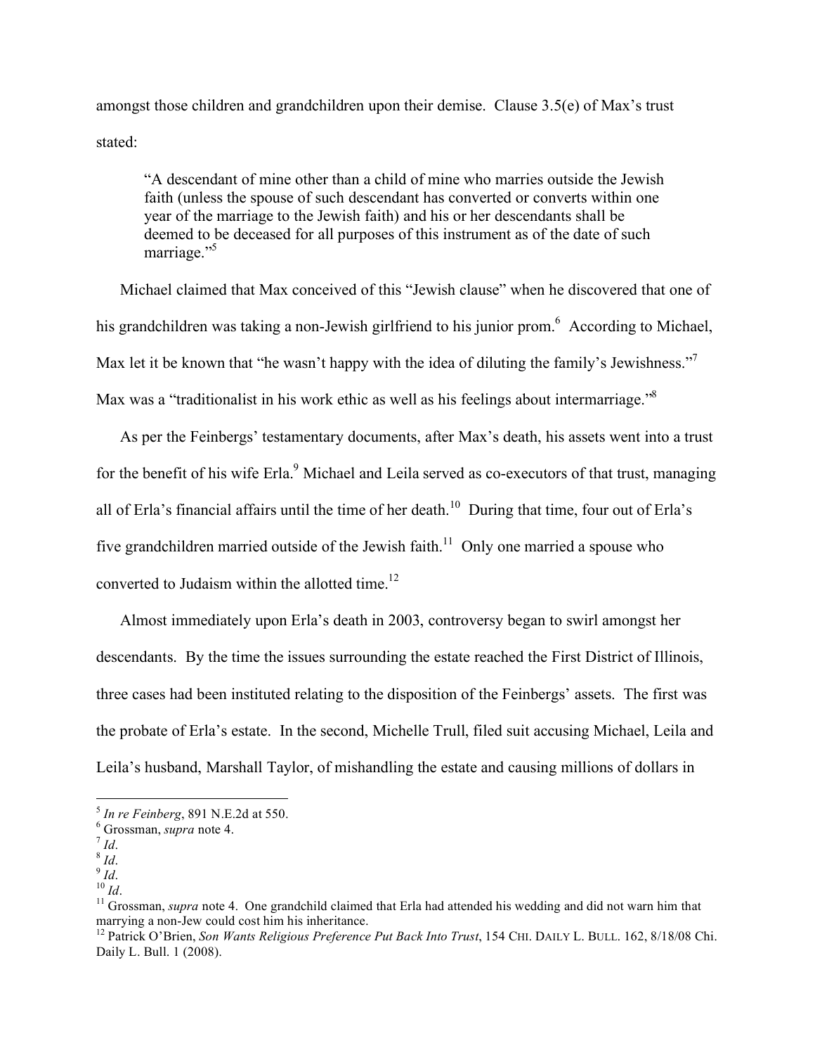amongst those children and grandchildren upon their demise. Clause 3.5(e) of Max's trust stated:

> "A descendant of mine other than a child of mine who marries outside the Jewish faith (unless the spouse of such descendant has converted or converts within one year of the marriage to the Jewish faith) and his or her descendants shall be deemed to be deceased for all purposes of this instrument as of the date of such marriage."[5]

Michael claimed that Max conceived of this "Jewish clause" when he discovered that one of his grandchildren was taking a non-Jewish girlfriend to his junior prom.[6] According to Michael, Max let it be known that "he wasn't happy with the idea of diluting the family's Jewishness."[7] Max was a "traditionalist in his work ethic as well as his feelings about intermarriage."[8]

As per the Feinbergs' testamentary documents, after Max's death, his assets went into a trust for the benefit of his wife Erla.[9] Michael and Leila served as co-executors of that trust, managing all of Erla's financial affairs until the time of her death.[10] During that time, four out of Erla's five grandchildren married outside of the Jewish faith.[11] Only one married a spouse who converted to Judaism within the allotted time.[12]

Almost immediately upon Erla's death in 2003, controversy began to swirl amongst her descendants. By the time the issues surrounding the estate reached the First District of Illinois, three cases had been instituted relating to the disposition of the Feinbergs' assets. The first was the probate of Erla's estate. In the second, Michelle Trull, filed suit accusing Michael, Leila and Leila's husband, Marshall Taylor, of mishandling the estate and causing millions of dollars in

---

[5] *In re Feinberg*, 891 N.E.2d at 550.

[6] Grossman, *supra* note 4.

[7] *Id*.

[8] *Id*.

[9] *Id*.

[10] *Id*.

[11] Grossman, *supra* note 4. One grandchild claimed that Erla had attended his wedding and did not warn him that marrying a non-Jew could cost him his inheritance.

[12] Patrick O'Brien, *Son Wants Religious Preference Put Back Into Trust*, 154 CHI. DAILY L. BULL. 162, 8/18/08 Chi. Daily L. Bull. 1 (2008).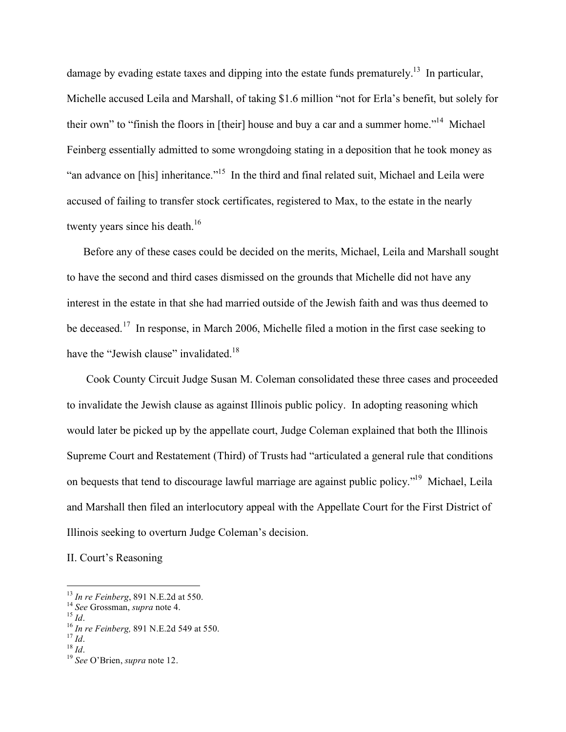damage by evading estate taxes and dipping into the estate funds prematurely.[13] In particular, Michelle accused Leila and Marshall, of taking $1.6 million "not for Erla's benefit, but solely for their own" to "finish the floors in [their] house and buy a car and a summer home."[14] Michael Feinberg essentially admitted to some wrongdoing stating in a deposition that he took money as "an advance on [his] inheritance."[15] In the third and final related suit, Michael and Leila were accused of failing to transfer stock certificates, registered to Max, to the estate in the nearly twenty years since his death.[16]

Before any of these cases could be decided on the merits, Michael, Leila and Marshall sought to have the second and third cases dismissed on the grounds that Michelle did not have any interest in the estate in that she had married outside of the Jewish faith and was thus deemed to be deceased.[17] In response, in March 2006, Michelle filed a motion in the first case seeking to have the "Jewish clause" invalidated.[18]

Cook County Circuit Judge Susan M. Coleman consolidated these three cases and proceeded to invalidate the Jewish clause as against Illinois public policy. In adopting reasoning which would later be picked up by the appellate court, Judge Coleman explained that both the Illinois Supreme Court and Restatement (Third) of Trusts had "articulated a general rule that conditions on bequests that tend to discourage lawful marriage are against public policy."[19] Michael, Leila and Marshall then filed an interlocutory appeal with the Appellate Court for the First District of Illinois seeking to overturn Judge Coleman's decision.

## II. Court's Reasoning

---

[13] *In re Feinberg*, 891 N.E.2d at 550.

[14] *See* Grossman, *supra* note 4.

[15] *Id*.

[16] *In re Feinberg,* 891 N.E.2d 549 at 550.

[17] *Id*.

[18] *Id*.

[19] *See* O'Brien, *supra* note 12.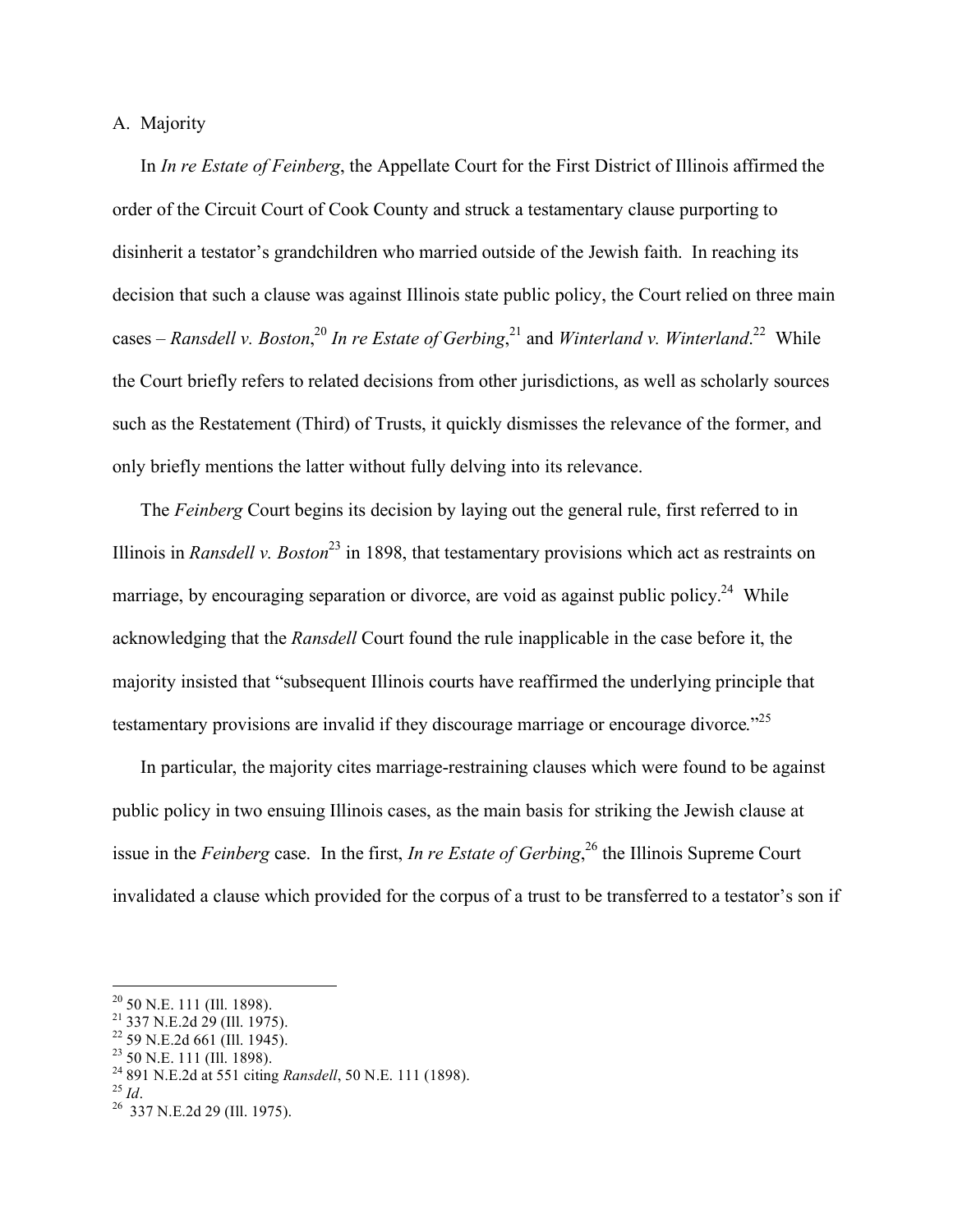## A. Majority

In *In re Estate of Feinberg*, the Appellate Court for the First District of Illinois affirmed the order of the Circuit Court of Cook County and struck a testamentary clause purporting to disinherit a testator's grandchildren who married outside of the Jewish faith. In reaching its decision that such a clause was against Illinois state public policy, the Court relied on three main cases – *Ransdell v. Boston*,[20] *In re Estate of Gerbing*,[21] and *Winterland v. Winterland*.[22] While the Court briefly refers to related decisions from other jurisdictions, as well as scholarly sources such as the Restatement (Third) of Trusts, it quickly dismisses the relevance of the former, and only briefly mentions the latter without fully delving into its relevance.

The *Feinberg* Court begins its decision by laying out the general rule, first referred to in Illinois in *Ransdell v. Boston*[23] in 1898, that testamentary provisions which act as restraints on marriage, by encouraging separation or divorce, are void as against public policy.[24] While acknowledging that the *Ransdell* Court found the rule inapplicable in the case before it, the majority insisted that "subsequent Illinois courts have reaffirmed the underlying principle that testamentary provisions are invalid if they discourage marriage or encourage divorce."[25]

In particular, the majority cites marriage-restraining clauses which were found to be against public policy in two ensuing Illinois cases, as the main basis for striking the Jewish clause at issue in the *Feinberg* case. In the first, *In re Estate of Gerbing*,[26] the Illinois Supreme Court invalidated a clause which provided for the corpus of a trust to be transferred to a testator's son if

---

[20] 50 N.E. 111 (Ill. 1898).
[21] 337 N.E.2d 29 (Ill. 1975).
[22] 59 N.E.2d 661 (Ill. 1945).
[23] 50 N.E. 111 (Ill. 1898).
[24] 891 N.E.2d at 551 citing *Ransdell*, 50 N.E. 111 (1898).
[25] *Id*.
[26] 337 N.E.2d 29 (Ill. 1975).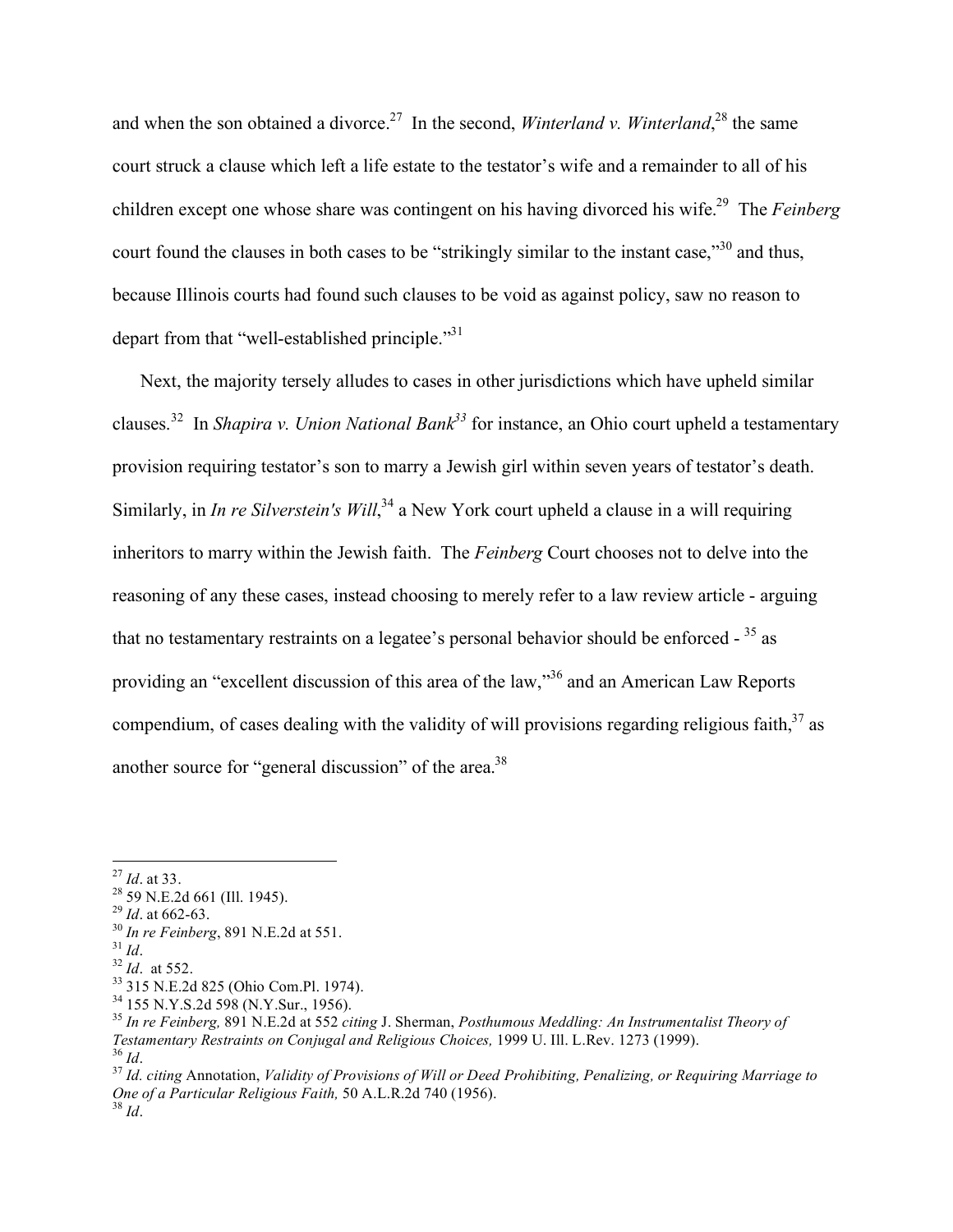and when the son obtained a divorce.[27] In the second, *Winterland v. Winterland*,[28] the same court struck a clause which left a life estate to the testator's wife and a remainder to all of his children except one whose share was contingent on his having divorced his wife.[29] The *Feinberg* court found the clauses in both cases to be "strikingly similar to the instant case,"[30] and thus, because Illinois courts had found such clauses to be void as against policy, saw no reason to depart from that "well-established principle."[31]

Next, the majority tersely alludes to cases in other jurisdictions which have upheld similar clauses.[32] In *Shapira v. Union National Bank*[33] for instance, an Ohio court upheld a testamentary provision requiring testator's son to marry a Jewish girl within seven years of testator's death. Similarly, in *In re Silverstein's Will*,[34] a New York court upheld a clause in a will requiring inheritors to marry within the Jewish faith. The *Feinberg* Court chooses not to delve into the reasoning of any these cases, instead choosing to merely refer to a law review article - arguing that no testamentary restraints on a legatee's personal behavior should be enforced - [35] as providing an "excellent discussion of this area of the law,"[36] and an American Law Reports compendium, of cases dealing with the validity of will provisions regarding religious faith,[37] as another source for "general discussion" of the area.[38]

---

[27] *Id*. at 33.
[28] 59 N.E.2d 661 (Ill. 1945).
[29] *Id*. at 662-63.
[30] *In re Feinberg*, 891 N.E.2d at 551.
[31] *Id*.
[32] *Id*. at 552.
[33] 315 N.E.2d 825 (Ohio Com.Pl. 1974).
[34] 155 N.Y.S.2d 598 (N.Y.Sur., 1956).
[35] *In re Feinberg,* 891 N.E.2d at 552 *citing* J. Sherman, *Posthumous Meddling: An Instrumentalist Theory of Testamentary Restraints on Conjugal and Religious Choices,* 1999 U. Ill. L.Rev. 1273 (1999).
[36] *Id*.
[37] *Id. citing* Annotation, *Validity of Provisions of Will or Deed Prohibiting, Penalizing, or Requiring Marriage to One of a Particular Religious Faith,* 50 A.L.R.2d 740 (1956).
[38] *Id*.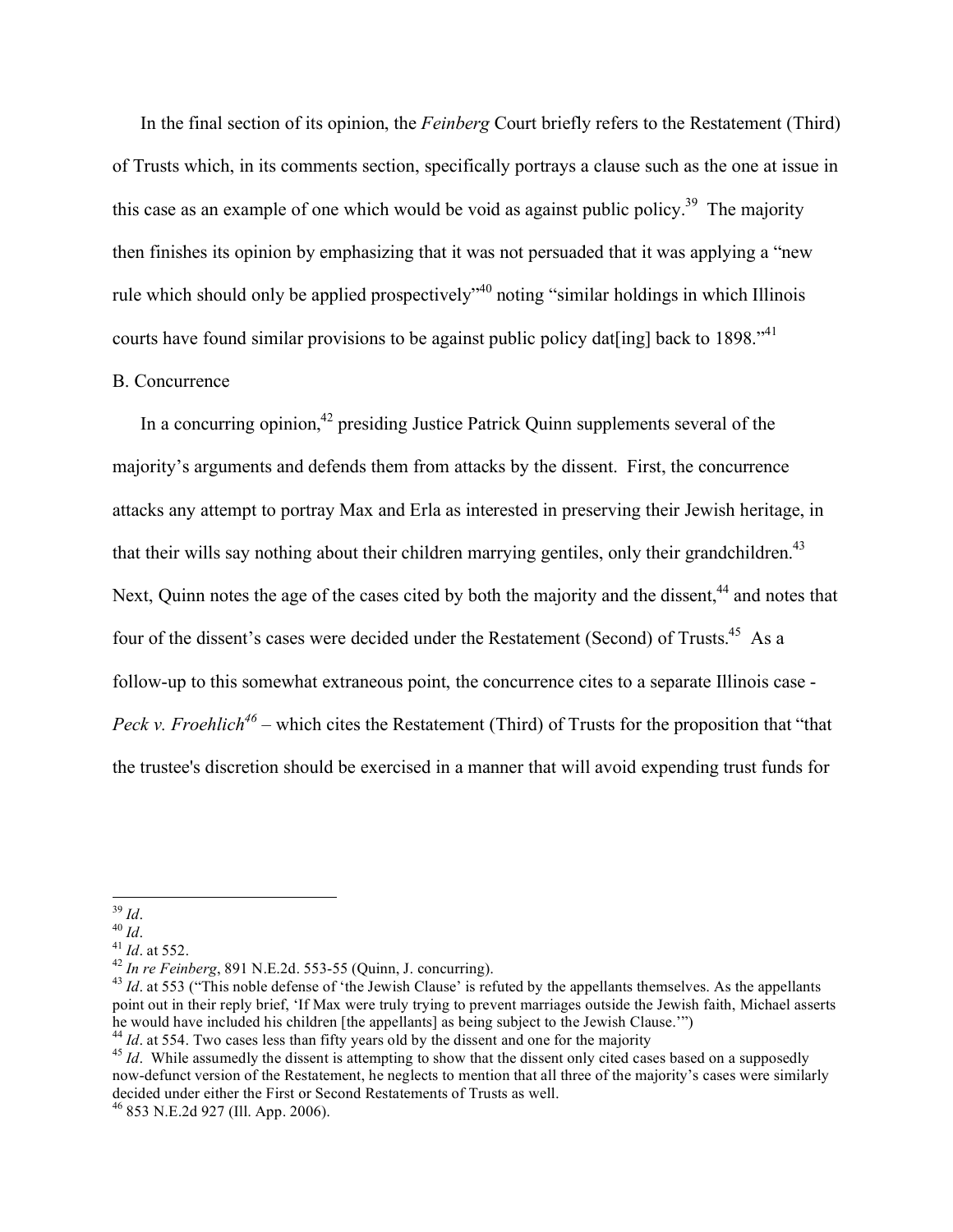In the final section of its opinion, the *Feinberg* Court briefly refers to the Restatement (Third) of Trusts which, in its comments section, specifically portrays a clause such as the one at issue in this case as an example of one which would be void as against public policy.[39] The majority then finishes its opinion by emphasizing that it was not persuaded that it was applying a "new rule which should only be applied prospectively"[40] noting "similar holdings in which Illinois courts have found similar provisions to be against public policy dat[ing] back to 1898."[41]

B. Concurrence

In a concurring opinion,[42] presiding Justice Patrick Quinn supplements several of the majority's arguments and defends them from attacks by the dissent. First, the concurrence attacks any attempt to portray Max and Erla as interested in preserving their Jewish heritage, in that their wills say nothing about their children marrying gentiles, only their grandchildren.[43] Next, Quinn notes the age of the cases cited by both the majority and the dissent,[44] and notes that four of the dissent's cases were decided under the Restatement (Second) of Trusts.[45] As a follow-up to this somewhat extraneous point, the concurrence cites to a separate Illinois case - *Peck v. Froehlich*[46] – which cites the Restatement (Third) of Trusts for the proposition that "that the trustee's discretion should be exercised in a manner that will avoid expending trust funds for

---

[39] *Id*.

[40] *Id*.

[41] *Id*. at 552.

[42] *In re Feinberg*, 891 N.E.2d. 553-55 (Quinn, J. concurring).

[43] *Id*. at 553 ("This noble defense of 'the Jewish Clause' is refuted by the appellants themselves. As the appellants point out in their reply brief, 'If Max were truly trying to prevent marriages outside the Jewish faith, Michael asserts he would have included his children [the appellants] as being subject to the Jewish Clause.'")

[44] *Id*. at 554. Two cases less than fifty years old by the dissent and one for the majority

[45] *Id*. While assumedly the dissent is attempting to show that the dissent only cited cases based on a supposedly now-defunct version of the Restatement, he neglects to mention that all three of the majority's cases were similarly decided under either the First or Second Restatements of Trusts as well.

[46] 853 N.E.2d 927 (Ill. App. 2006).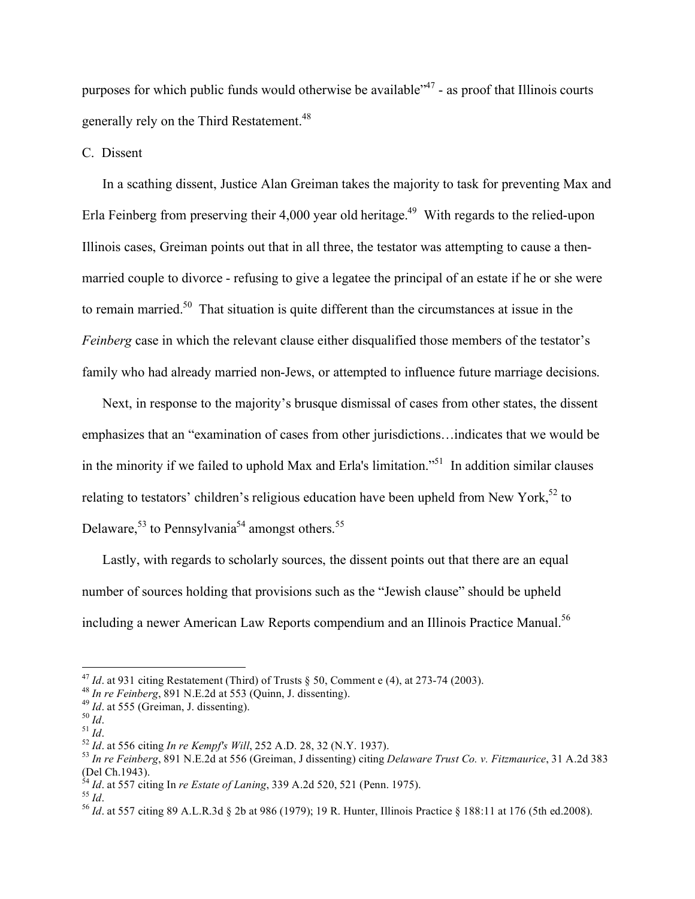purposes for which public funds would otherwise be available"[47] - as proof that Illinois courts generally rely on the Third Restatement.[48]

C. Dissent

In a scathing dissent, Justice Alan Greiman takes the majority to task for preventing Max and Erla Feinberg from preserving their 4,000 year old heritage.[49] With regards to the relied-upon Illinois cases, Greiman points out that in all three, the testator was attempting to cause a then-married couple to divorce - refusing to give a legatee the principal of an estate if he or she were to remain married.[50] That situation is quite different than the circumstances at issue in the *Feinberg* case in which the relevant clause either disqualified those members of the testator's family who had already married non-Jews, or attempted to influence future marriage decisions.

Next, in response to the majority's brusque dismissal of cases from other states, the dissent emphasizes that an "examination of cases from other jurisdictions…indicates that we would be in the minority if we failed to uphold Max and Erla's limitation."[51] In addition similar clauses relating to testators' children's religious education have been upheld from New York,[52] to Delaware,[53] to Pennsylvania[54] amongst others.[55]

Lastly, with regards to scholarly sources, the dissent points out that there are an equal number of sources holding that provisions such as the "Jewish clause" should be upheld including a newer American Law Reports compendium and an Illinois Practice Manual.[56]

---

[47] *Id*. at 931 citing Restatement (Third) of Trusts § 50, Comment e (4), at 273-74 (2003).
[48] *In re Feinberg*, 891 N.E.2d at 553 (Quinn, J. dissenting).
[49] *Id*. at 555 (Greiman, J. dissenting).
[50] *Id*.
[51] *Id*.
[52] *Id*. at 556 citing *In re Kempf's Will*, 252 A.D. 28, 32 (N.Y. 1937).
[53] *In re Feinberg*, 891 N.E.2d at 556 (Greiman, J dissenting) citing *Delaware Trust Co. v. Fitzmaurice*, 31 A.2d 383 (Del Ch.1943).
[54] *Id*. at 557 citing In *re Estate of Laning*, 339 A.2d 520, 521 (Penn. 1975).
[55] *Id*.
[56] *Id*. at 557 citing 89 A.L.R.3d § 2b at 986 (1979); 19 R. Hunter, Illinois Practice § 188:11 at 176 (5th ed.2008).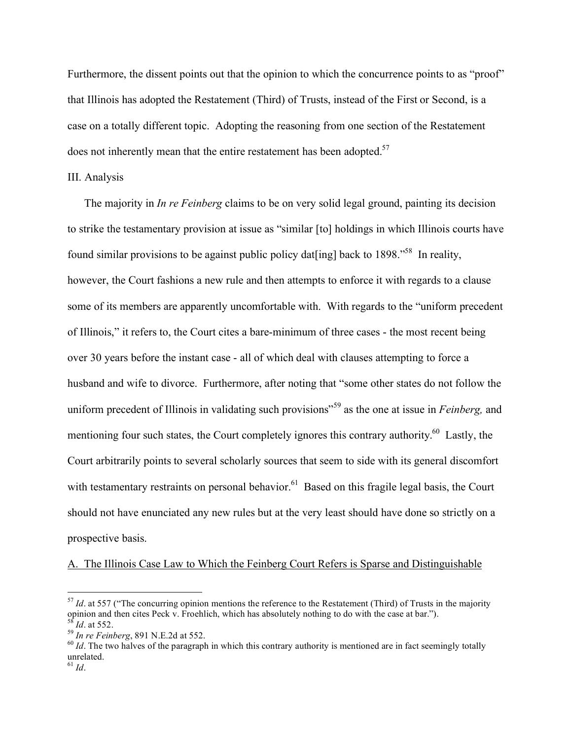Furthermore, the dissent points out that the opinion to which the concurrence points to as "proof" that Illinois has adopted the Restatement (Third) of Trusts, instead of the First or Second, is a case on a totally different topic. Adopting the reasoning from one section of the Restatement does not inherently mean that the entire restatement has been adopted.[57]

## III. Analysis

The majority in *In re Feinberg* claims to be on very solid legal ground, painting its decision to strike the testamentary provision at issue as "similar [to] holdings in which Illinois courts have found similar provisions to be against public policy dat[ing] back to 1898."[58] In reality, however, the Court fashions a new rule and then attempts to enforce it with regards to a clause some of its members are apparently uncomfortable with. With regards to the "uniform precedent of Illinois," it refers to, the Court cites a bare-minimum of three cases - the most recent being over 30 years before the instant case - all of which deal with clauses attempting to force a husband and wife to divorce. Furthermore, after noting that "some other states do not follow the uniform precedent of Illinois in validating such provisions"[59] as the one at issue in *Feinberg,* and mentioning four such states, the Court completely ignores this contrary authority.[60] Lastly, the Court arbitrarily points to several scholarly sources that seem to side with its general discomfort with testamentary restraints on personal behavior.[61] Based on this fragile legal basis, the Court should not have enunciated any new rules but at the very least should have done so strictly on a prospective basis.

### A. The Illinois Case Law to Which the Feinberg Court Refers is Sparse and Distinguishable

---

[57] *Id*. at 557 ("The concurring opinion mentions the reference to the Restatement (Third) of Trusts in the majority opinion and then cites Peck v. Froehlich, which has absolutely nothing to do with the case at bar.").

[58] *Id*. at 552.

[59] *In re Feinberg*, 891 N.E.2d at 552.

[60] *Id*. The two halves of the paragraph in which this contrary authority is mentioned are in fact seemingly totally unrelated.

[61] *Id*.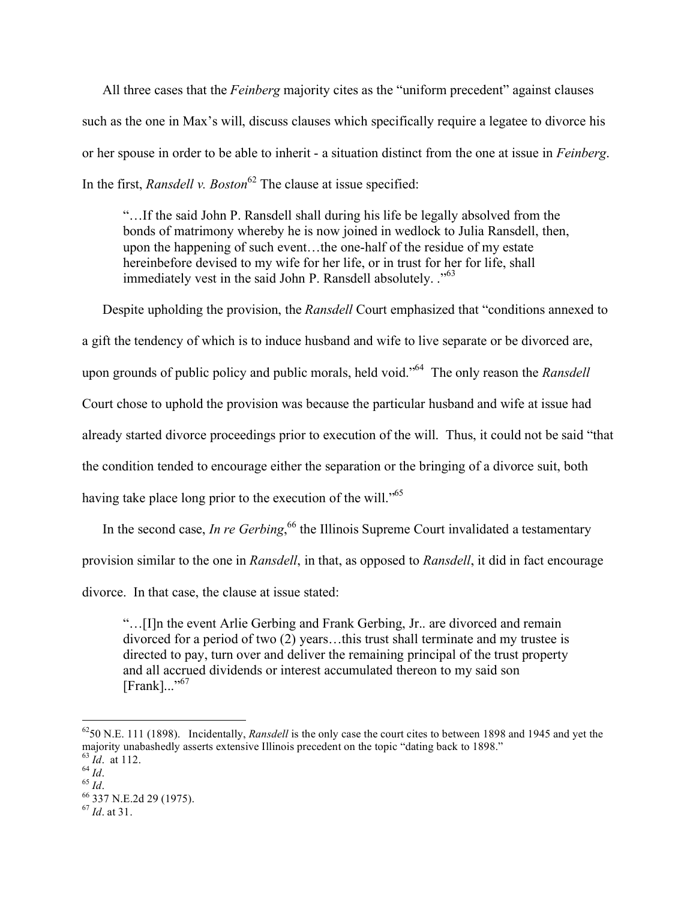All three cases that the *Feinberg* majority cites as the "uniform precedent" against clauses such as the one in Max's will, discuss clauses which specifically require a legatee to divorce his or her spouse in order to be able to inherit - a situation distinct from the one at issue in *Feinberg*. In the first, *Ransdell v. Boston*[62] The clause at issue specified:

> "…If the said John P. Ransdell shall during his life be legally absolved from the bonds of matrimony whereby he is now joined in wedlock to Julia Ransdell, then, upon the happening of such event…the one-half of the residue of my estate hereinbefore devised to my wife for her life, or in trust for her for life, shall immediately vest in the said John P. Ransdell absolutely. ."[63]

Despite upholding the provision, the *Ransdell* Court emphasized that "conditions annexed to a gift the tendency of which is to induce husband and wife to live separate or be divorced are, upon grounds of public policy and public morals, held void."[64] The only reason the *Ransdell* Court chose to uphold the provision was because the particular husband and wife at issue had already started divorce proceedings prior to execution of the will. Thus, it could not be said "that the condition tended to encourage either the separation or the bringing of a divorce suit, both having take place long prior to the execution of the will."[65]

In the second case, *In re Gerbing*,[66] the Illinois Supreme Court invalidated a testamentary provision similar to the one in *Ransdell*, in that, as opposed to *Ransdell*, it did in fact encourage divorce. In that case, the clause at issue stated:

> "…[I]n the event Arlie Gerbing and Frank Gerbing, Jr.. are divorced and remain divorced for a period of two (2) years…this trust shall terminate and my trustee is directed to pay, turn over and deliver the remaining principal of the trust property and all accrued dividends or interest accumulated thereon to my said son [Frank]..."[67]

---

[62] 50 N.E. 111 (1898). Incidentally, *Ransdell* is the only case the court cites to between 1898 and 1945 and yet the majority unabashedly asserts extensive Illinois precedent on the topic "dating back to 1898."

[63] *Id*. at 112.

[64] *Id*.

[65] *Id*.

[66] 337 N.E.2d 29 (1975).

[67] *Id*. at 31.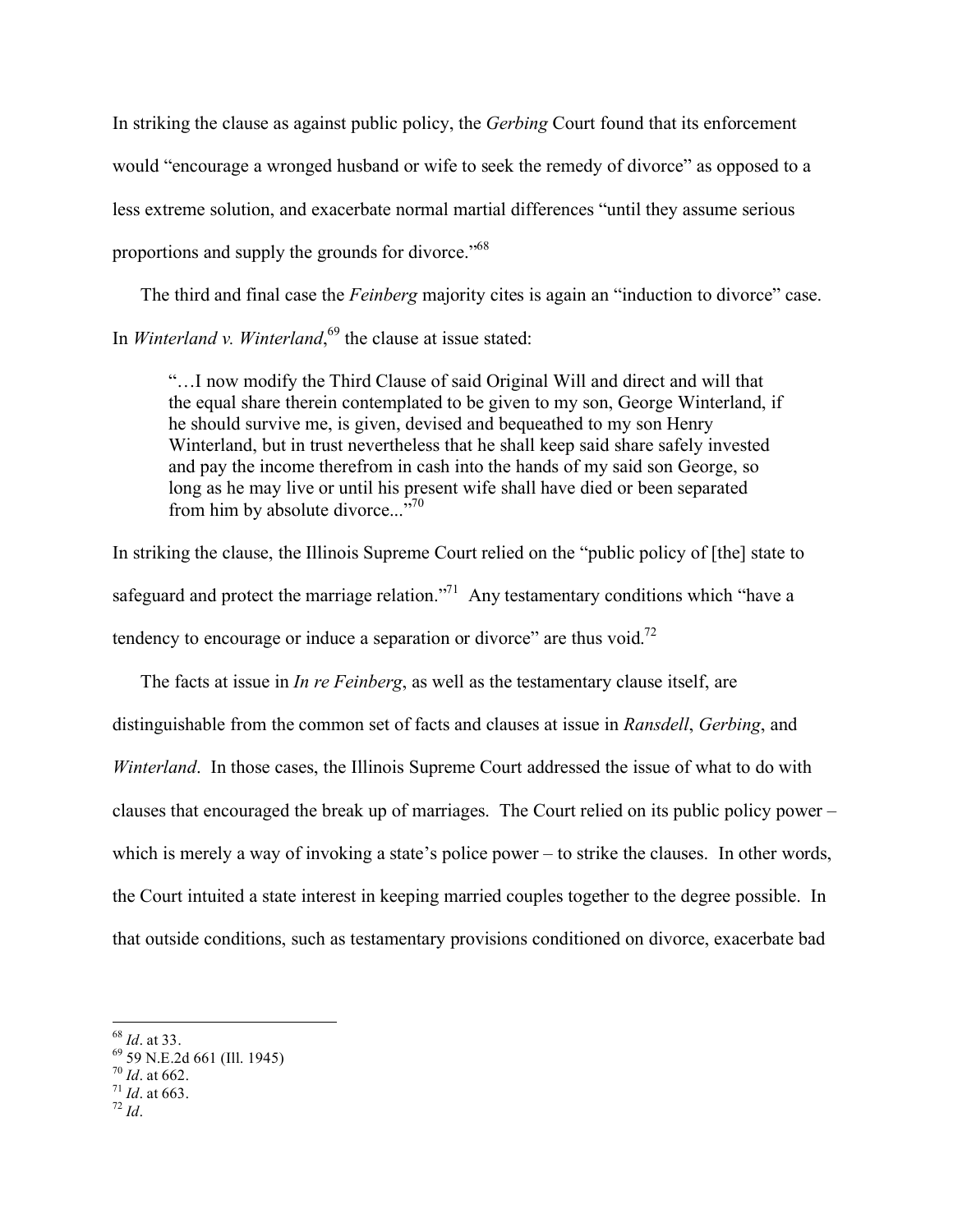In striking the clause as against public policy, the *Gerbing* Court found that its enforcement would "encourage a wronged husband or wife to seek the remedy of divorce" as opposed to a less extreme solution, and exacerbate normal martial differences "until they assume serious proportions and supply the grounds for divorce."[68]

The third and final case the *Feinberg* majority cites is again an "induction to divorce" case. In *Winterland v. Winterland*,[69] the clause at issue stated:

> "…I now modify the Third Clause of said Original Will and direct and will that the equal share therein contemplated to be given to my son, George Winterland, if he should survive me, is given, devised and bequeathed to my son Henry Winterland, but in trust nevertheless that he shall keep said share safely invested and pay the income therefrom in cash into the hands of my said son George, so long as he may live or until his present wife shall have died or been separated from him by absolute divorce..."[70]

In striking the clause, the Illinois Supreme Court relied on the "public policy of [the] state to safeguard and protect the marriage relation."[71] Any testamentary conditions which "have a tendency to encourage or induce a separation or divorce" are thus void.[72]

The facts at issue in *In re Feinberg*, as well as the testamentary clause itself, are distinguishable from the common set of facts and clauses at issue in *Ransdell*, *Gerbing*, and *Winterland*. In those cases, the Illinois Supreme Court addressed the issue of what to do with clauses that encouraged the break up of marriages. The Court relied on its public policy power – which is merely a way of invoking a state's police power – to strike the clauses. In other words, the Court intuited a state interest in keeping married couples together to the degree possible. In that outside conditions, such as testamentary provisions conditioned on divorce, exacerbate bad

---

[68] *Id*. at 33.

[69] 59 N.E.2d 661 (Ill. 1945)

[70] *Id*. at 662.

[71] *Id*. at 663.

[72] *Id*.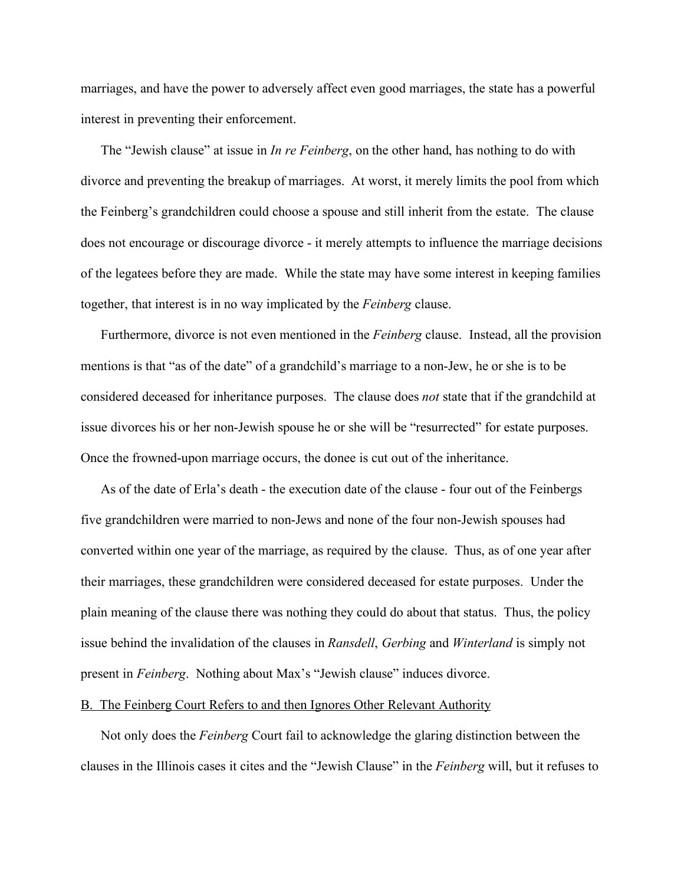marriages, and have the power to adversely affect even good marriages, the state has a powerful interest in preventing their enforcement.

The "Jewish clause" at issue in *In re Feinberg*, on the other hand, has nothing to do with divorce and preventing the breakup of marriages. At worst, it merely limits the pool from which the Feinberg's grandchildren could choose a spouse and still inherit from the estate. The clause does not encourage or discourage divorce - it merely attempts to influence the marriage decisions of the legatees before they are made. While the state may have some interest in keeping families together, that interest is in no way implicated by the *Feinberg* clause.

Furthermore, divorce is not even mentioned in the *Feinberg* clause. Instead, all the provision mentions is that "as of the date" of a grandchild's marriage to a non-Jew, he or she is to be considered deceased for inheritance purposes. The clause does *not* state that if the grandchild at issue divorces his or her non-Jewish spouse he or she will be "resurrected" for estate purposes. Once the frowned-upon marriage occurs, the donee is cut out of the inheritance.

As of the date of Erla's death - the execution date of the clause - four out of the Feinbergs five grandchildren were married to non-Jews and none of the four non-Jewish spouses had converted within one year of the marriage, as required by the clause. Thus, as of one year after their marriages, these grandchildren were considered deceased for estate purposes. Under the plain meaning of the clause there was nothing they could do about that status. Thus, the policy issue behind the invalidation of the clauses in *Ransdell*, *Gerbing* and *Winterland* is simply not present in *Feinberg*. Nothing about Max's "Jewish clause" induces divorce.

B. The Feinberg Court Refers to and then Ignores Other Relevant Authority

Not only does the *Feinberg* Court fail to acknowledge the glaring distinction between the clauses in the Illinois cases it cites and the "Jewish Clause" in the *Feinberg* will, but it refuses to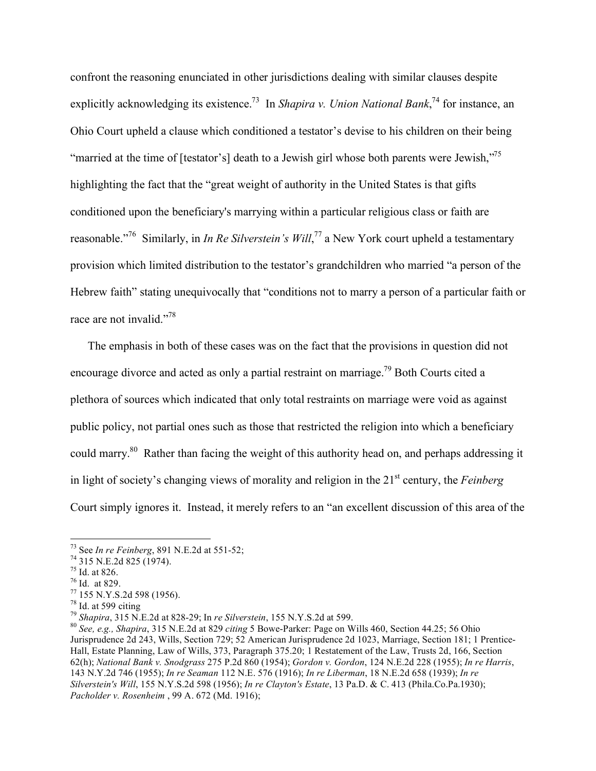confront the reasoning enunciated in other jurisdictions dealing with similar clauses despite explicitly acknowledging its existence.[73] In *Shapira v. Union National Bank*,[74] for instance, an Ohio Court upheld a clause which conditioned a testator's devise to his children on their being "married at the time of [testator's] death to a Jewish girl whose both parents were Jewish,"[75] highlighting the fact that the "great weight of authority in the United States is that gifts conditioned upon the beneficiary's marrying within a particular religious class or faith are reasonable."[76] Similarly, in *In Re Silverstein's Will*,[77] a New York court upheld a testamentary provision which limited distribution to the testator's grandchildren who married "a person of the Hebrew faith" stating unequivocally that "conditions not to marry a person of a particular faith or race are not invalid."[78]

The emphasis in both of these cases was on the fact that the provisions in question did not encourage divorce and acted as only a partial restraint on marriage.[79] Both Courts cited a plethora of sources which indicated that only total restraints on marriage were void as against public policy, not partial ones such as those that restricted the religion into which a beneficiary could marry.[80] Rather than facing the weight of this authority head on, and perhaps addressing it in light of society's changing views of morality and religion in the 21st century, the *Feinberg* Court simply ignores it. Instead, it merely refers to an "an excellent discussion of this area of the

---

[73] See *In re Feinberg*, 891 N.E.2d at 551-52;

[74] 315 N.E.2d 825 (1974).

[75] Id. at 826.

[76] Id. at 829.

[77] 155 N.Y.S.2d 598 (1956).

[78] Id. at 599 citing

[79] *Shapira*, 315 N.E.2d at 828-29; In *re Silverstein*, 155 N.Y.S.2d at 599.

[80] *See, e.g., Shapira*, 315 N.E.2d at 829 *citing* 5 Bowe-Parker: Page on Wills 460, Section 44.25; 56 Ohio Jurisprudence 2d 243, Wills, Section 729; 52 American Jurisprudence 2d 1023, Marriage, Section 181; 1 Prentice-Hall, Estate Planning, Law of Wills, 373, Paragraph 375.20; 1 Restatement of the Law, Trusts 2d, 166, Section 62(h); *National Bank v. Snodgrass* 275 P.2d 860 (1954); *Gordon v. Gordon*, 124 N.E.2d 228 (1955); *In re Harris*, 143 N.Y.2d 746 (1955); *In re Seaman* 112 N.E. 576 (1916); *In re Liberman*, 18 N.E.2d 658 (1939); *In re Silverstein's Will*, 155 N.Y.S.2d 598 (1956); *In re Clayton's Estate*, 13 Pa.D. & C. 413 (Phila.Co.Pa.1930); *Pacholder v. Rosenheim* , 99 A. 672 (Md. 1916);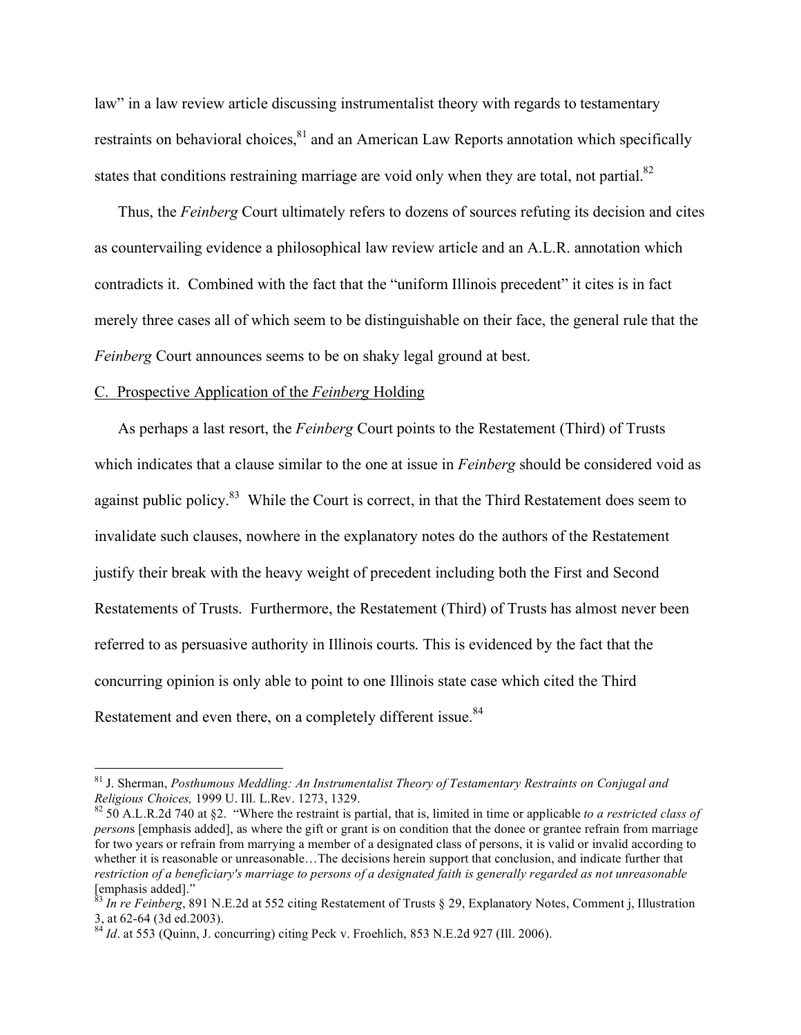law" in a law review article discussing instrumentalist theory with regards to testamentary restraints on behavioral choices,[81] and an American Law Reports annotation which specifically states that conditions restraining marriage are void only when they are total, not partial.[82]

Thus, the *Feinberg* Court ultimately refers to dozens of sources refuting its decision and cites as countervailing evidence a philosophical law review article and an A.L.R. annotation which contradicts it. Combined with the fact that the "uniform Illinois precedent" it cites is in fact merely three cases all of which seem to be distinguishable on their face, the general rule that the *Feinberg* Court announces seems to be on shaky legal ground at best.

C. Prospective Application of the *Feinberg* Holding

As perhaps a last resort, the *Feinberg* Court points to the Restatement (Third) of Trusts which indicates that a clause similar to the one at issue in *Feinberg* should be considered void as against public policy.[83] While the Court is correct, in that the Third Restatement does seem to invalidate such clauses, nowhere in the explanatory notes do the authors of the Restatement justify their break with the heavy weight of precedent including both the First and Second Restatements of Trusts. Furthermore, the Restatement (Third) of Trusts has almost never been referred to as persuasive authority in Illinois courts. This is evidenced by the fact that the concurring opinion is only able to point to one Illinois state case which cited the Third Restatement and even there, on a completely different issue.[84]

---

[81] J. Sherman, *Posthumous Meddling: An Instrumentalist Theory of Testamentary Restraints on Conjugal and Religious Choices,* 1999 U. Ill. L.Rev. 1273, 1329.

[82] 50 A.L.R.2d 740 at §2. "Where the restraint is partial, that is, limited in time or applicable *to a restricted class of person*s [emphasis added], as where the gift or grant is on condition that the donee or grantee refrain from marriage for two years or refrain from marrying a member of a designated class of persons, it is valid or invalid according to whether it is reasonable or unreasonable…The decisions herein support that conclusion, and indicate further that *restriction of a beneficiary's marriage to persons of a designated faith is generally regarded as not unreasonable* [emphasis added]."

[83] *In re Feinberg*, 891 N.E.2d at 552 citing Restatement of Trusts § 29, Explanatory Notes, Comment j, Illustration 3, at 62-64 (3d ed.2003).

[84] *Id*. at 553 (Quinn, J. concurring) citing Peck v. Froehlich, 853 N.E.2d 927 (Ill. 2006).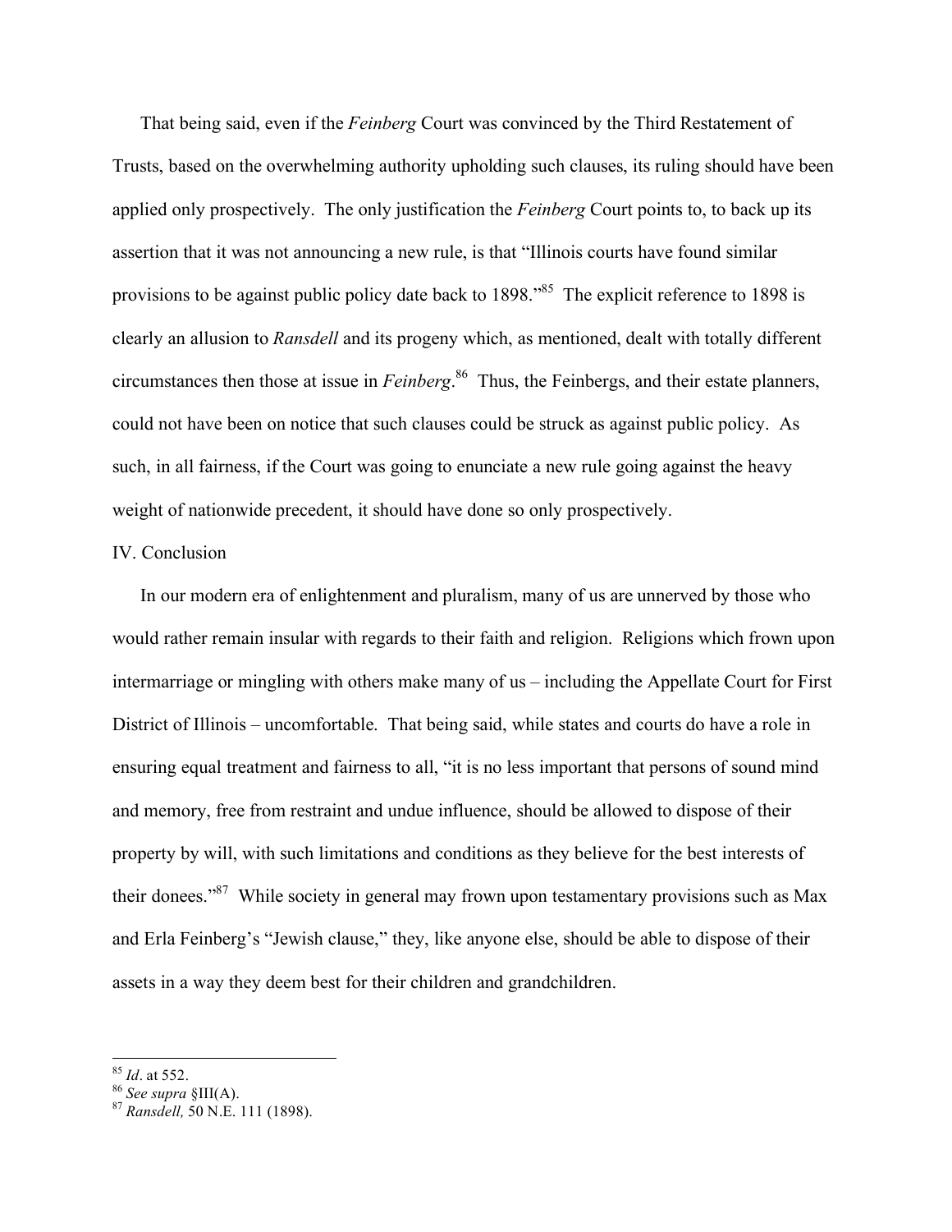That being said, even if the *Feinberg* Court was convinced by the Third Restatement of Trusts, based on the overwhelming authority upholding such clauses, its ruling should have been applied only prospectively. The only justification the *Feinberg* Court points to, to back up its assertion that it was not announcing a new rule, is that "Illinois courts have found similar provisions to be against public policy date back to 1898."[85] The explicit reference to 1898 is clearly an allusion to *Ransdell* and its progeny which, as mentioned, dealt with totally different circumstances then those at issue in *Feinberg*.[86] Thus, the Feinbergs, and their estate planners, could not have been on notice that such clauses could be struck as against public policy. As such, in all fairness, if the Court was going to enunciate a new rule going against the heavy weight of nationwide precedent, it should have done so only prospectively.

## IV. Conclusion

In our modern era of enlightenment and pluralism, many of us are unnerved by those who would rather remain insular with regards to their faith and religion. Religions which frown upon intermarriage or mingling with others make many of us – including the Appellate Court for First District of Illinois – uncomfortable. That being said, while states and courts do have a role in ensuring equal treatment and fairness to all, "it is no less important that persons of sound mind and memory, free from restraint and undue influence, should be allowed to dispose of their property by will, with such limitations and conditions as they believe for the best interests of their donees."[87] While society in general may frown upon testamentary provisions such as Max and Erla Feinberg's "Jewish clause," they, like anyone else, should be able to dispose of their assets in a way they deem best for their children and grandchildren.

---

[85] *Id*. at 552.

[86] *See supra* §III(A).

[87] *Ransdell,* 50 N.E. 111 (1898).